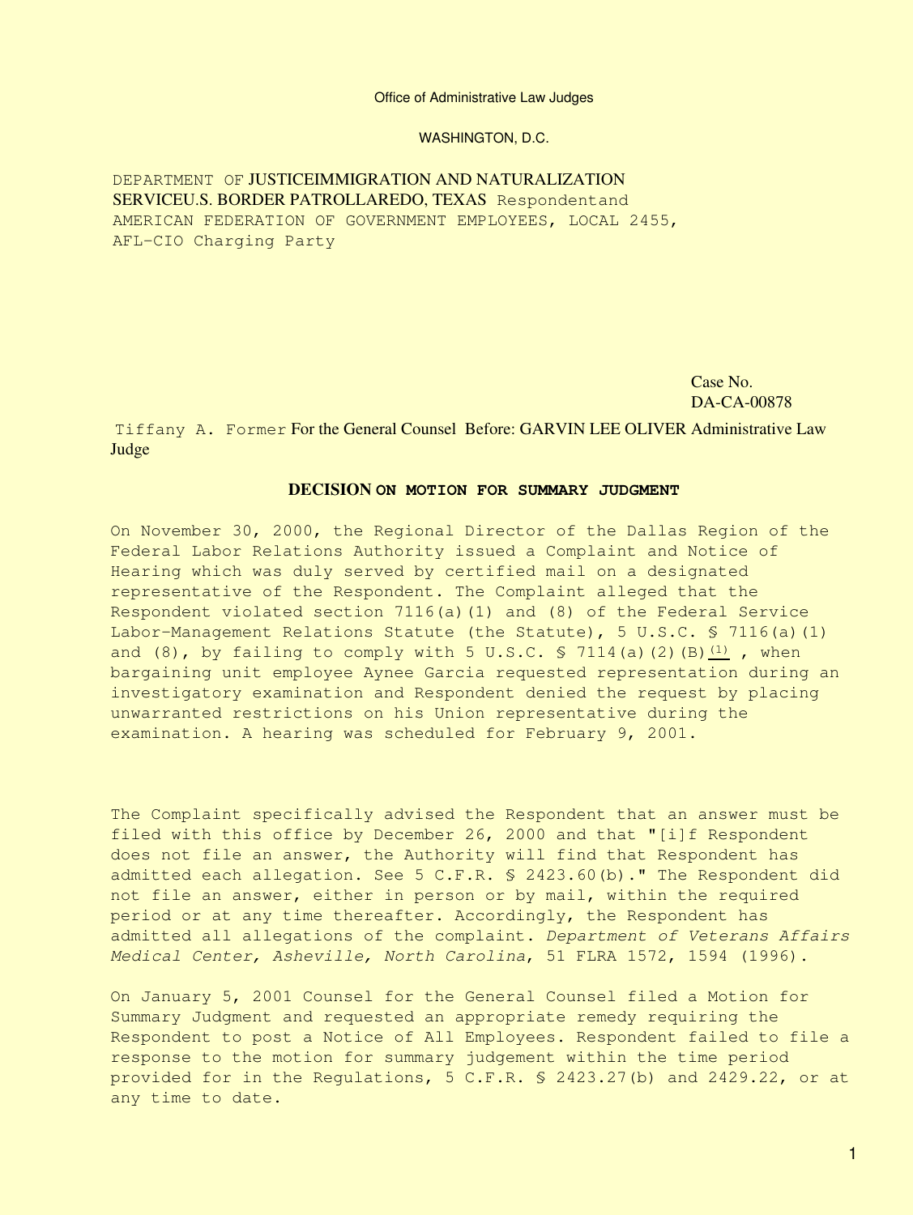Office of Administrative Law Judges

WASHINGTON, D.C.

DEPARTMENT OF JUSTICEIMMIGRATION AND NATURALIZATION SERVICEU.S. BORDER PATROLLAREDO, TEXAS Respondentand AMERICAN FEDERATION OF GOVERNMENT EMPLOYEES, LOCAL 2455, AFL-CIO Charging Party

Case No. DA-CA-00878

Tiffany A. Former For the General Counsel Before: GARVIN LEE OLIVER Administrative Law Judge

## DECISION ON MOTION FOR SUMMARY JUDGMENT

On November 30, 2000, the Regional Director of the Dallas Region of the Federal Labor Relations Authority issued a Complaint and Notice of Hearing which was duly served by certified mail on a designated representative of the Respondent. The Complaint alleged that the Respondent violated section 7116(a)(1) and (8) of the Federal Service Labor-Management Relations Statute (the Statute), 5 U.S.C. § 7116(a)(1) and (8), by failing to comply with 5 U.S.C. § 7114(a)(2)(B)[(1)] , when bargaining unit employee Aynee Garcia requested representation during an investigatory examination and Respondent denied the request by placing unwarranted restrictions on his Union representative during the examination. A hearing was scheduled for February 9, 2001.

The Complaint specifically advised the Respondent that an answer must be filed with this office by December 26, 2000 and that "[i]f Respondent does not file an answer, the Authority will find that Respondent has admitted each allegation. See 5 C.F.R. § 2423.60(b)." The Respondent did not file an answer, either in person or by mail, within the required period or at any time thereafter. Accordingly, the Respondent has admitted all allegations of the complaint. *Department of Veterans Affairs Medical Center, Asheville, North Carolina*, 51 FLRA 1572, 1594 (1996).

On January 5, 2001 Counsel for the General Counsel filed a Motion for Summary Judgment and requested an appropriate remedy requiring the Respondent to post a Notice of All Employees. Respondent failed to file a response to the motion for summary judgement within the time period provided for in the Regulations, 5 C.F.R. § 2423.27(b) and 2429.22, or at any time to date.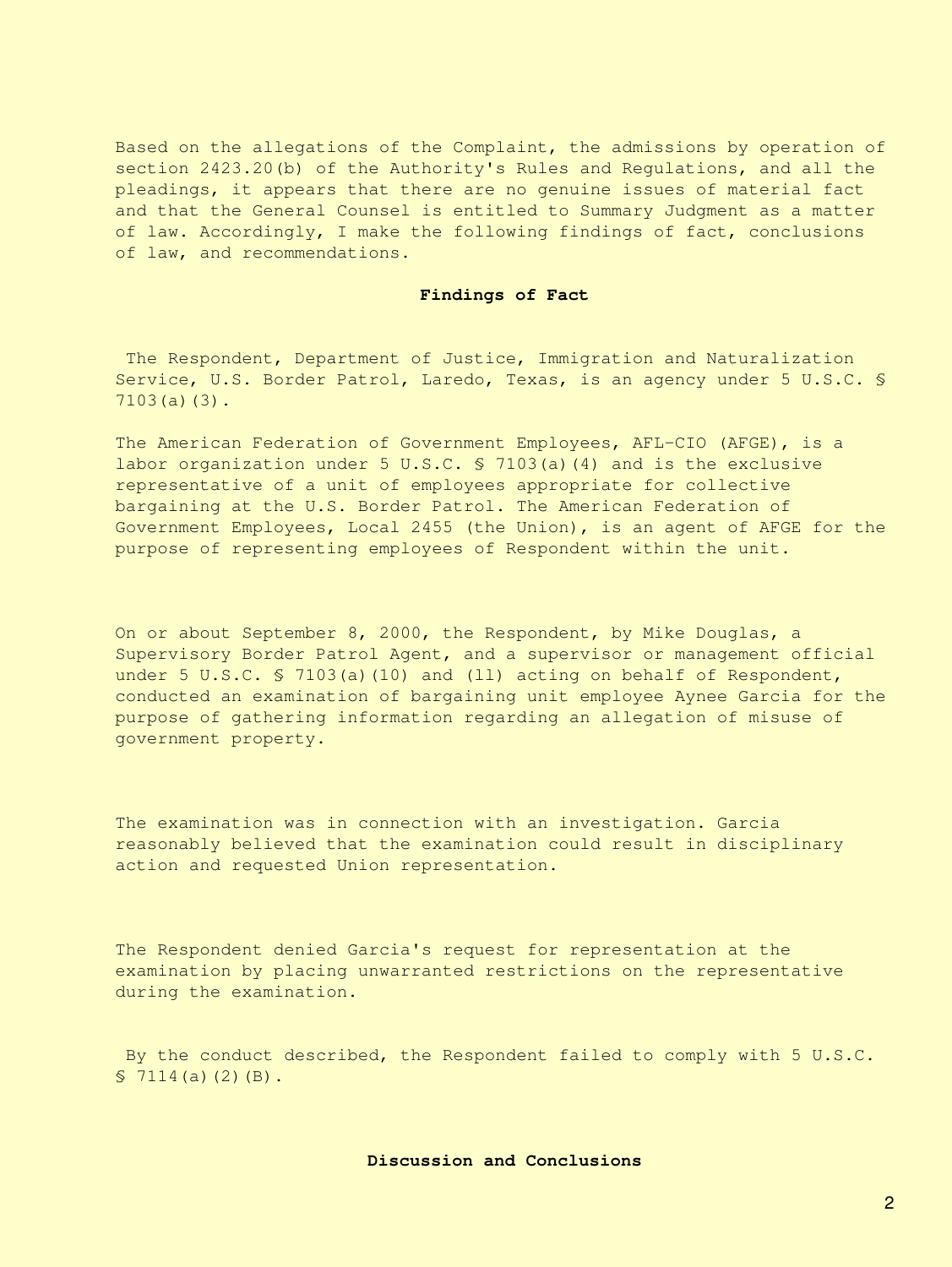Based on the allegations of the Complaint, the admissions by operation of section 2423.20(b) of the Authority's Rules and Regulations, and all the pleadings, it appears that there are no genuine issues of material fact and that the General Counsel is entitled to Summary Judgment as a matter of law. Accordingly, I make the following findings of fact, conclusions of law, and recommendations.

## Findings of Fact

The Respondent, Department of Justice, Immigration and Naturalization Service, U.S. Border Patrol, Laredo, Texas, is an agency under 5 U.S.C. § 7103(a)(3).

The American Federation of Government Employees, AFL-CIO (AFGE), is a labor organization under 5 U.S.C. § 7103(a)(4) and is the exclusive representative of a unit of employees appropriate for collective bargaining at the U.S. Border Patrol. The American Federation of Government Employees, Local 2455 (the Union), is an agent of AFGE for the purpose of representing employees of Respondent within the unit.

On or about September 8, 2000, the Respondent, by Mike Douglas, a Supervisory Border Patrol Agent, and a supervisor or management official under 5 U.S.C. § 7103(a)(10) and (11) acting on behalf of Respondent, conducted an examination of bargaining unit employee Aynee Garcia for the purpose of gathering information regarding an allegation of misuse of government property.

The examination was in connection with an investigation. Garcia reasonably believed that the examination could result in disciplinary action and requested Union representation.

The Respondent denied Garcia's request for representation at the examination by placing unwarranted restrictions on the representative during the examination.

By the conduct described, the Respondent failed to comply with 5 U.S.C. § 7114(a)(2)(B).

## Discussion and Conclusions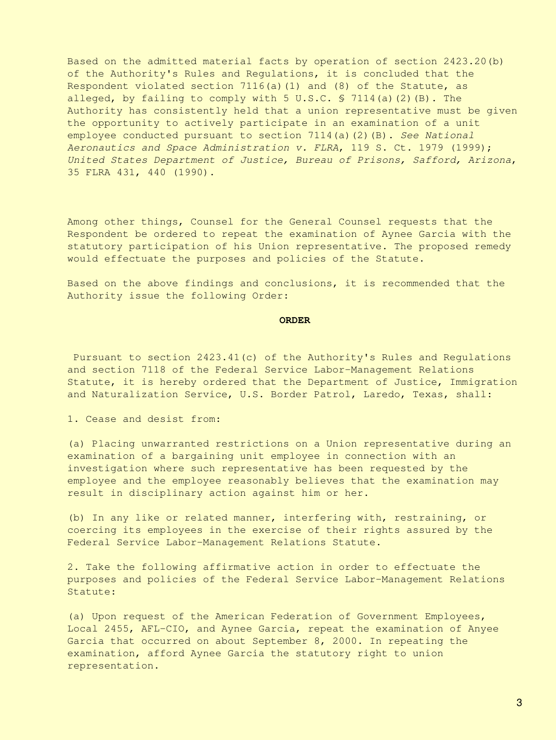Based on the admitted material facts by operation of section 2423.20(b) of the Authority's Rules and Regulations, it is concluded that the Respondent violated section 7116(a)(1) and (8) of the Statute, as alleged, by failing to comply with 5 U.S.C. § 7114(a)(2)(B). The Authority has consistently held that a union representative must be given the opportunity to actively participate in an examination of a unit employee conducted pursuant to section 7114(a)(2)(B). *See National Aeronautics and Space Administration v. FLRA*, 119 S. Ct. 1979 (1999); *United States Department of Justice, Bureau of Prisons, Safford, Arizona*, 35 FLRA 431, 440 (1990).

Among other things, Counsel for the General Counsel requests that the Respondent be ordered to repeat the examination of Aynee Garcia with the statutory participation of his Union representative. The proposed remedy would effectuate the purposes and policies of the Statute.

Based on the above findings and conclusions, it is recommended that the Authority issue the following Order:

**ORDER**

Pursuant to section 2423.41(c) of the Authority's Rules and Regulations and section 7118 of the Federal Service Labor-Management Relations Statute, it is hereby ordered that the Department of Justice, Immigration and Naturalization Service, U.S. Border Patrol, Laredo, Texas, shall:

1. Cease and desist from:

(a) Placing unwarranted restrictions on a Union representative during an examination of a bargaining unit employee in connection with an investigation where such representative has been requested by the employee and the employee reasonably believes that the examination may result in disciplinary action against him or her.

(b) In any like or related manner, interfering with, restraining, or coercing its employees in the exercise of their rights assured by the Federal Service Labor-Management Relations Statute.

2. Take the following affirmative action in order to effectuate the purposes and policies of the Federal Service Labor-Management Relations Statute:

(a) Upon request of the American Federation of Government Employees, Local 2455, AFL-CIO, and Aynee Garcia, repeat the examination of Anyee Garcia that occurred on about September 8, 2000. In repeating the examination, afford Aynee Garcia the statutory right to union representation.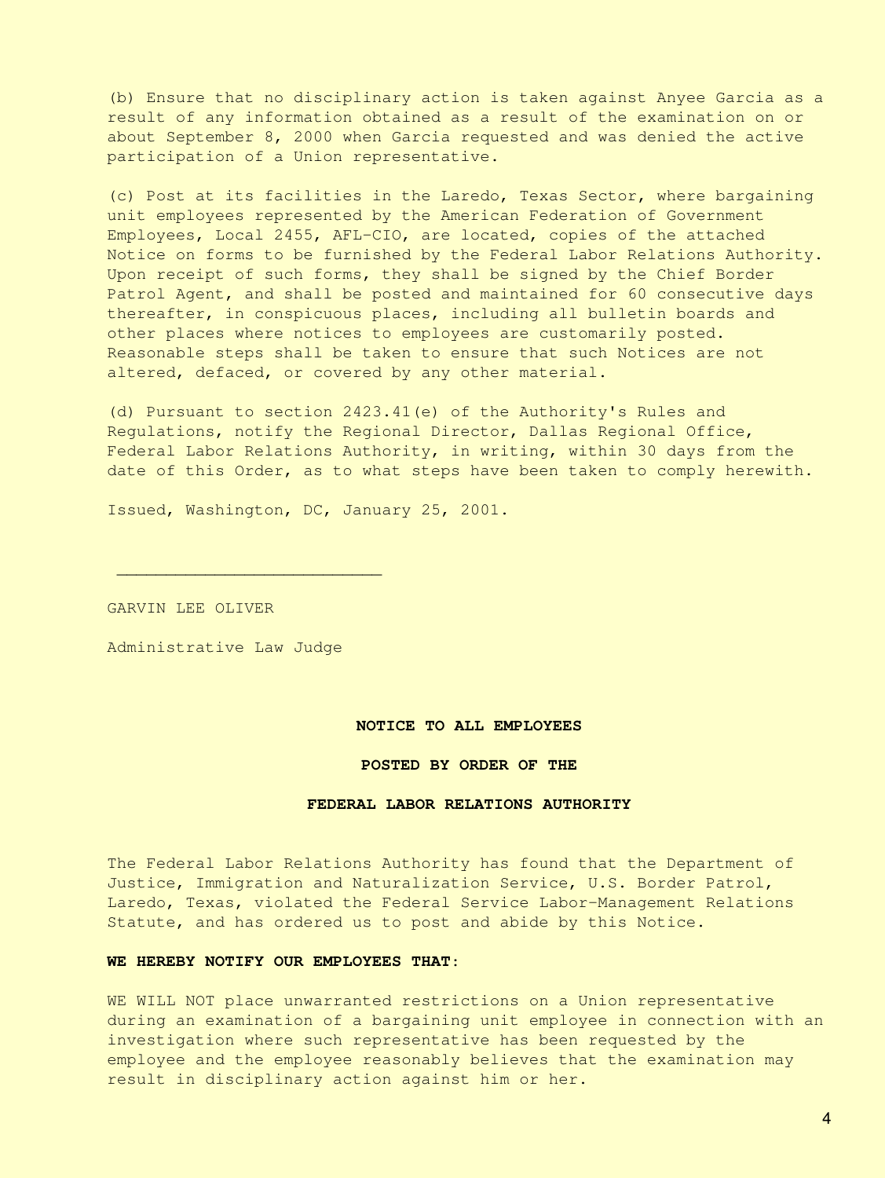(b) Ensure that no disciplinary action is taken against Anyee Garcia as a result of any information obtained as a result of the examination on or about September 8, 2000 when Garcia requested and was denied the active participation of a Union representative.

(c) Post at its facilities in the Laredo, Texas Sector, where bargaining unit employees represented by the American Federation of Government Employees, Local 2455, AFL-CIO, are located, copies of the attached Notice on forms to be furnished by the Federal Labor Relations Authority. Upon receipt of such forms, they shall be signed by the Chief Border Patrol Agent, and shall be posted and maintained for 60 consecutive days thereafter, in conspicuous places, including all bulletin boards and other places where notices to employees are customarily posted. Reasonable steps shall be taken to ensure that such Notices are not altered, defaced, or covered by any other material.

(d) Pursuant to section 2423.41(e) of the Authority's Rules and Regulations, notify the Regional Director, Dallas Regional Office, Federal Labor Relations Authority, in writing, within 30 days from the date of this Order, as to what steps have been taken to comply herewith.

Issued, Washington, DC, January 25, 2001.

\_\_\_\_\_\_\_\_\_\_\_\_\_\_\_\_\_\_\_\_\_\_\_\_\_\_\_

GARVIN LEE OLIVER

Administrative Law Judge

**NOTICE TO ALL EMPLOYEES**

**POSTED BY ORDER OF THE**

**FEDERAL LABOR RELATIONS AUTHORITY**

The Federal Labor Relations Authority has found that the Department of Justice, Immigration and Naturalization Service, U.S. Border Patrol, Laredo, Texas, violated the Federal Service Labor-Management Relations Statute, and has ordered us to post and abide by this Notice.

**WE HEREBY NOTIFY OUR EMPLOYEES THAT:**

WE WILL NOT place unwarranted restrictions on a Union representative during an examination of a bargaining unit employee in connection with an investigation where such representative has been requested by the employee and the employee reasonably believes that the examination may result in disciplinary action against him or her.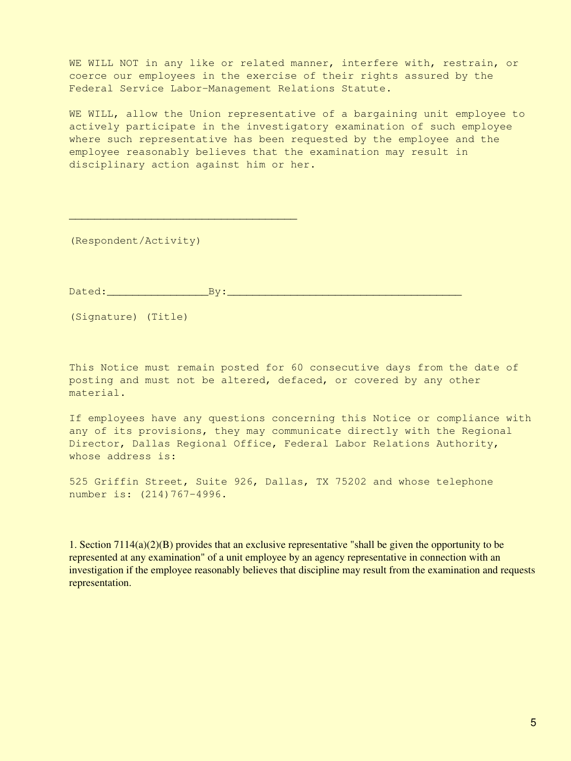WE WILL NOT in any like or related manner, interfere with, restrain, or coerce our employees in the exercise of their rights assured by the Federal Service Labor-Management Relations Statute.

WE WILL, allow the Union representative of a bargaining unit employee to actively participate in the investigatory examination of such employee where such representative has been requested by the employee and the employee reasonably believes that the examination may result in disciplinary action against him or her.

____________________________________

(Respondent/Activity)

Dated:________________By:_____________________________________

(Signature) (Title)

This Notice must remain posted for 60 consecutive days from the date of posting and must not be altered, defaced, or covered by any other material.

If employees have any questions concerning this Notice or compliance with any of its provisions, they may communicate directly with the Regional Director, Dallas Regional Office, Federal Labor Relations Authority, whose address is:

525 Griffin Street, Suite 926, Dallas, TX 75202 and whose telephone number is: (214)767-4996.

1. Section 7114(a)(2)(B) provides that an exclusive representative "shall be given the opportunity to be represented at any examination" of a unit employee by an agency representative in connection with an investigation if the employee reasonably believes that discipline may result from the examination and requests representation.